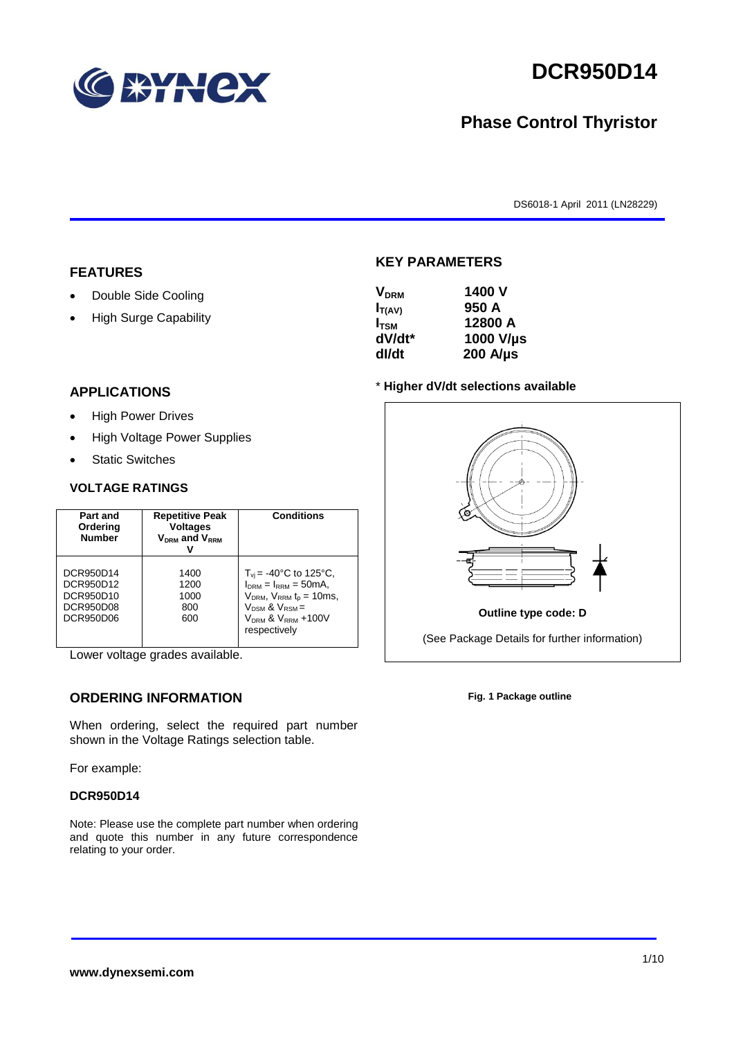# DCR950D14

## Phase Control Thyristor

DS6018-1 April 2011 (LN28229)

## FEATURES

- Double Side Cooling
- High Surge Capability

## APPLICATIONS

- High Power Drives
- High Voltage Power Supplies
- Static Switches

## VOLTAGE RATINGS

| Part and Ordering Number | Repetitive Peak Voltages $V_{DRM}$ and $V_{RRM}$ V | Conditions |
|---|---|---|
| DCR950D14<br>DCR950D12<br>DCR950D10<br>DCR950D08<br>DCR950D06 | 1400<br>1200<br>1000<br>800<br>600 | $T_{vj}$ = -40°C to 125°C, $I_{DRM}$ = $I_{RRM}$ = 50mA, $V_{DRM}$, $V_{RRM}$ $t_p$ = 10ms, $V_{DSM}$ & $V_{RSM}$ = $V_{DRM}$ & $V_{RRM}$ +100V respectively |

Lower voltage grades available.

## ORDERING INFORMATION

When ordering, select the required part number shown in the Voltage Ratings selection table.

For example:

**DCR950D14**

Note: Please use the complete part number when ordering and quote this number in any future correspondence relating to your order.

## KEY PARAMETERS

| | |
|---|---|
| $V_{DRM}$ | 1400 V |
| $I_{T(AV)}$ | 950 A |
| $I_{TSM}$ | 12800 A |
| dV/dt* | 1000 V/µs |
| dI/dt | 200 A/µs |

\* **Higher dV/dt selections available**

**Outline type code: D**

(See Package Details for further information)

**Fig. 1 Package outline**

**www.dynexsemi.com**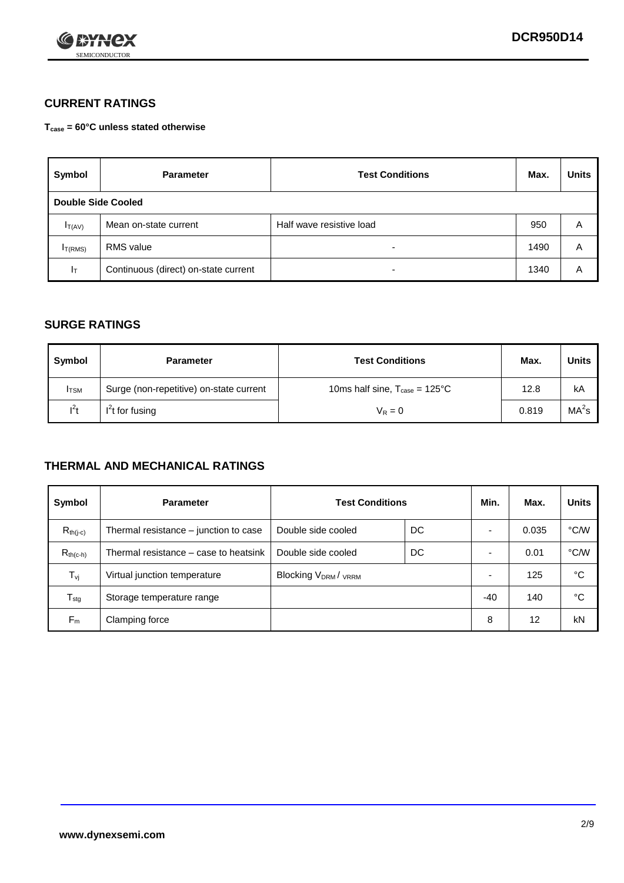## CURRENT RATINGS

**$T_{case}$ = 60°C unless stated otherwise**

| Symbol | Parameter | Test Conditions | Max. | Units |
|---|---|---|---|---|
| **Double Side Cooled** | | | | |
| $I_{T(AV)}$ | Mean on-state current | Half wave resistive load | 950 | A |
| $I_{T(RMS)}$ | RMS value | - | 1490 | A |
| $I_T$ | Continuous (direct) on-state current | - | 1340 | A |

## SURGE RATINGS

| Symbol | Parameter | Test Conditions | Max. | Units |
|---|---|---|---|---|
| $I_{TSM}$ | Surge (non-repetitive) on-state current | 10ms half sine, $T_{case}$ = 125°C | 12.8 | kA |
| $I^2t$ | $I^2t$ for fusing | $V_R = 0$ | 0.819 | $MA^2s$ |

## THERMAL AND MECHANICAL RATINGS

| Symbol | Parameter | Test Conditions | | Min. | Max. | Units |
|---|---|---|---|---|---|---|
| $R_{th(j-c)}$ | Thermal resistance – junction to case | Double side cooled | DC | - | 0.035 | °C/W |
| $R_{th(c-h)}$ | Thermal resistance – case to heatsink | Double side cooled | DC | - | 0.01 | °C/W |
| $T_{vj}$ | Virtual junction temperature | Blocking $V_{DRM}$ / $V_{RRM}$ | | - | 125 | °C |
| $T_{stg}$ | Storage temperature range | | | -40 | 140 | °C |
| $F_m$ | Clamping force | | | 8 | 12 | kN |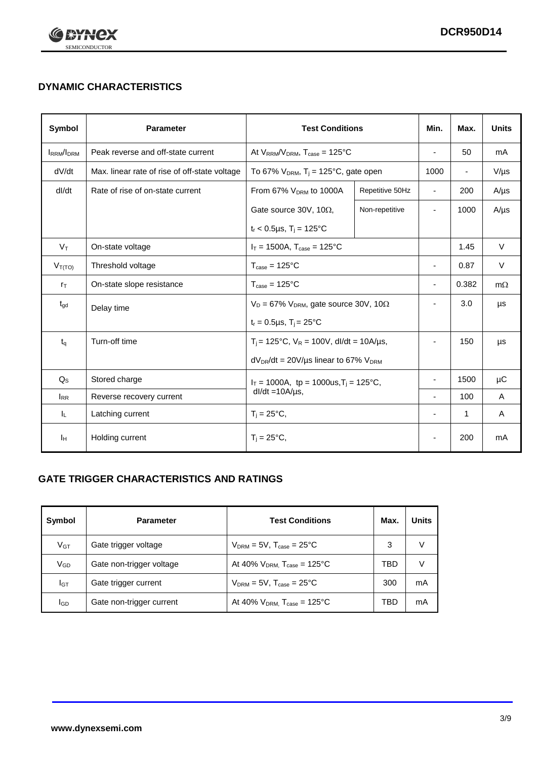## DYNAMIC CHARACTERISTICS

| Symbol | Parameter | Test Conditions | | Min. | Max. | Units |
|---|---|---|---|---|---|---|
| $I_{RRM}/I_{DRM}$ | Peak reverse and off-state current | At $V_{RRM}/V_{DRM}$, $T_{case}$ = 125°C | | - | 50 | mA |
| dV/dt | Max. linear rate of rise of off-state voltage | To 67% $V_{DRM}$, $T_j$ = 125°C, gate open | | 1000 | - | V/µs |
| dI/dt | Rate of rise of on-state current | From 67% $V_{DRM}$ to 1000A | Repetitive 50Hz | - | 200 | A/µs |
| | | Gate source 30V, 10Ω, $t_r$ < 0.5µs, $T_j$ = 125°C | Non-repetitive | - | 1000 | A/µs |
| $V_T$ | On-state voltage | $I_T$ = 1500A, $T_{case}$ = 125°C | | | 1.45 | V |
| $V_{T(TO)}$ | Threshold voltage | $T_{case}$ = 125°C | | - | 0.87 | V |
| $r_T$ | On-state slope resistance | $T_{case}$ = 125°C | | - | 0.382 | mΩ |
| $t_{gd}$ | Delay time | $V_D$ = 67% $V_{DRM}$, gate source 30V, 10Ω, $t_r$ = 0.5µs, $T_j$ = 25°C | | - | 3.0 | µs |
| $t_q$ | Turn-off time | $T_j$ = 125°C, $V_R$ = 100V, dI/dt = 10A/µs, $dV_{DR}/dt$ = 20V/µs linear to 67% $V_{DRM}$ | | - | 150 | µs |
| $Q_S$ | Stored charge | $I_T$ = 1000A, tp = 1000us, $T_j$ = 125°C, dI/dt =10A/µs, | | - | 1500 | µC |
| $I_{RR}$ | Reverse recovery current | | | - | 100 | A |
| $I_L$ | Latching current | $T_j$ = 25°C, | | - | 1 | A |
| $I_H$ | Holding current | $T_j$ = 25°C, | | - | 200 | mA |

## GATE TRIGGER CHARACTERISTICS AND RATINGS

| Symbol | Parameter | Test Conditions | Max. | Units |
|---|---|---|---|---|
| $V_{GT}$ | Gate trigger voltage | $V_{DRM}$ = 5V, $T_{case}$ = 25°C | 3 | V |
| $V_{GD}$ | Gate non-trigger voltage | At 40% $V_{DRM}$, $T_{case}$ = 125°C | TBD | V |
| $I_{GT}$ | Gate trigger current | $V_{DRM}$ = 5V, $T_{case}$ = 25°C | 300 | mA |
| $I_{GD}$ | Gate non-trigger current | At 40% $V_{DRM}$, $T_{case}$ = 125°C | TBD | mA |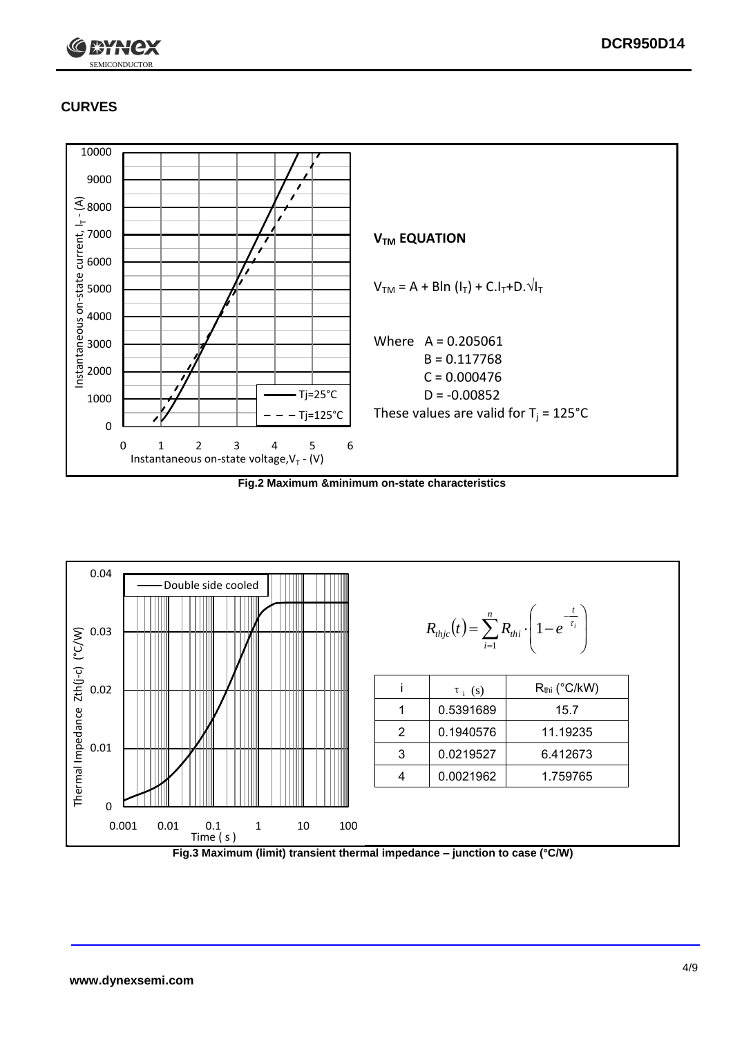## CURVES

**$V_{TM}$ EQUATION**

$V_{TM} = A + B\ln(I_T) + C.I_T + D.\sqrt{I_T}$

Where A = 0.205061
B = 0.117768
C = 0.000476
D = -0.00852

These values are valid for $T_j$ = 125°C

**Fig.2 Maximum &minimum on-state characteristics**

$$R_{thjc}(t) = \sum_{i=1}^{n} R_{thi} \cdot \left(1 - e^{-\frac{t}{\tau_i}}\right)$$

| i | $\tau_i$ (s) | $R_{thi}$ (°C/kW) |
|---|---|---|
| 1 | 0.5391689 | 15.7 |
| 2 | 0.1940576 | 11.19235 |
| 3 | 0.0219527 | 6.412673 |
| 4 | 0.0021962 | 1.759765 |

**Fig.3 Maximum (limit) transient thermal impedance – junction to case (°C/W)**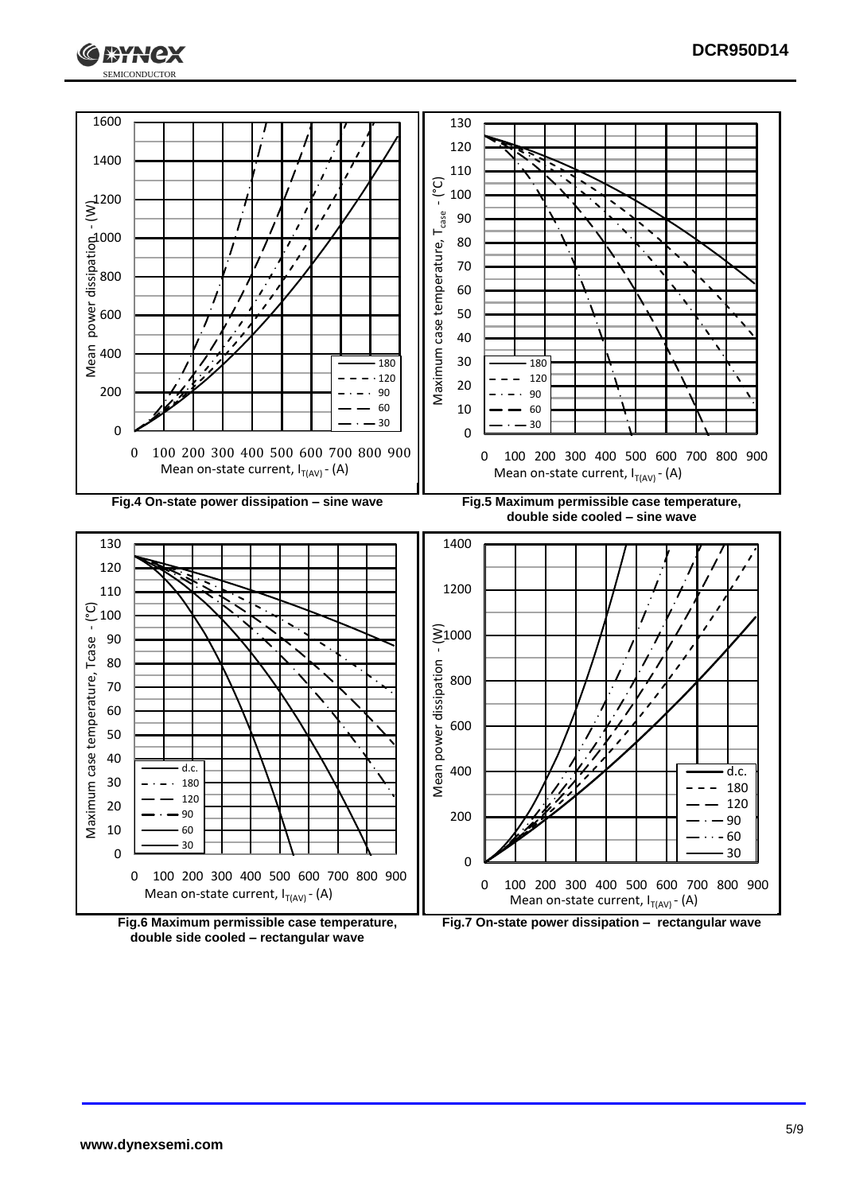Fig.4 On-state power dissipation – sine wave

Fig.5 Maximum permissible case temperature, double side cooled – sine wave

Fig.6 Maximum permissible case temperature, double side cooled – rectangular wave

Fig.7 On-state power dissipation – rectangular wave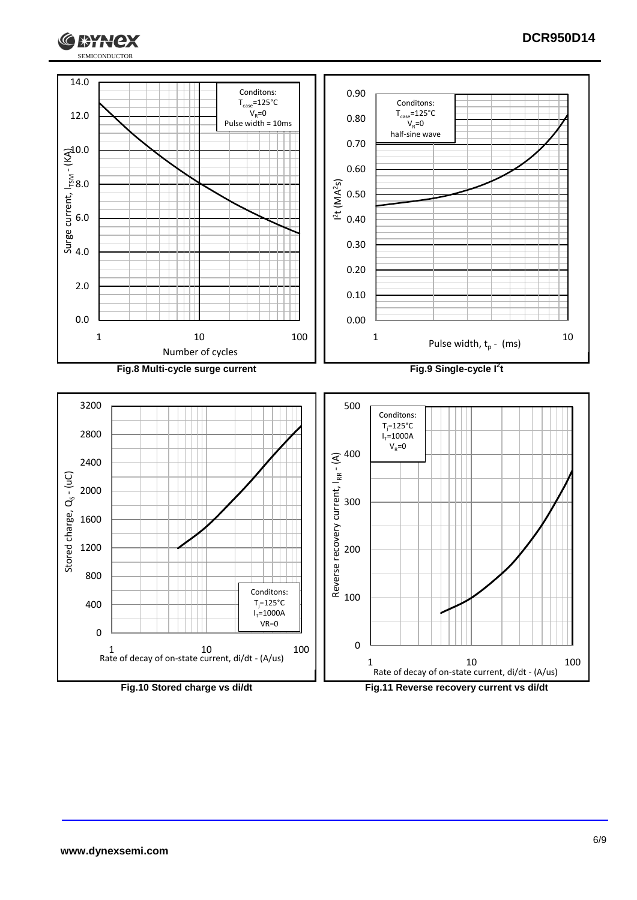Conditons:
$T_{case}$=125°C
$V_R$=0
Pulse width = 10ms

Surge current, $I_{TSM}$ - (kA)

Number of cycles

**Fig.8 Multi-cycle surge current**

Conditons:
$T_{case}$=125°C
$V_R$=0
half-sine wave

$I^2t$ ($MA^2s$)

Pulse width, $t_p$ - (ms)

**Fig.9 Single-cycle $I^2t$**

Stored charge, $Q_S$ - (uC)

Conditons:
$T_j$=125°C
$I_T$=1000A
VR=0

Rate of decay of on-state current, di/dt - (A/us)

**Fig.10 Stored charge vs di/dt**

Conditons:
$T_j$=125°C
$I_T$=1000A
$V_R$=0

Reverse recovery current, $I_{RR}$ - (A)

Rate of decay of on-state current, di/dt - (A/us)

**Fig.11 Reverse recovery current vs di/dt**

www.dynexsemi.com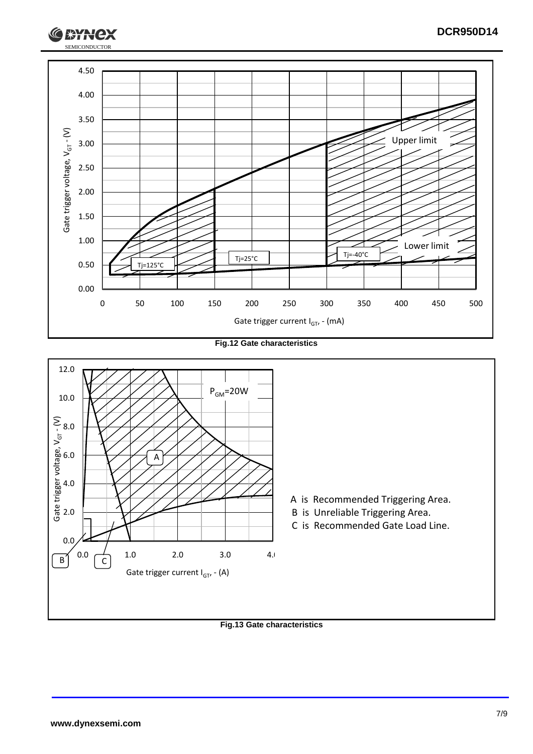**Fig.12 Gate characteristics**

A is Recommended Triggering Area.
B is Unreliable Triggering Area.
C is Recommended Gate Load Line.

**Fig.13 Gate characteristics**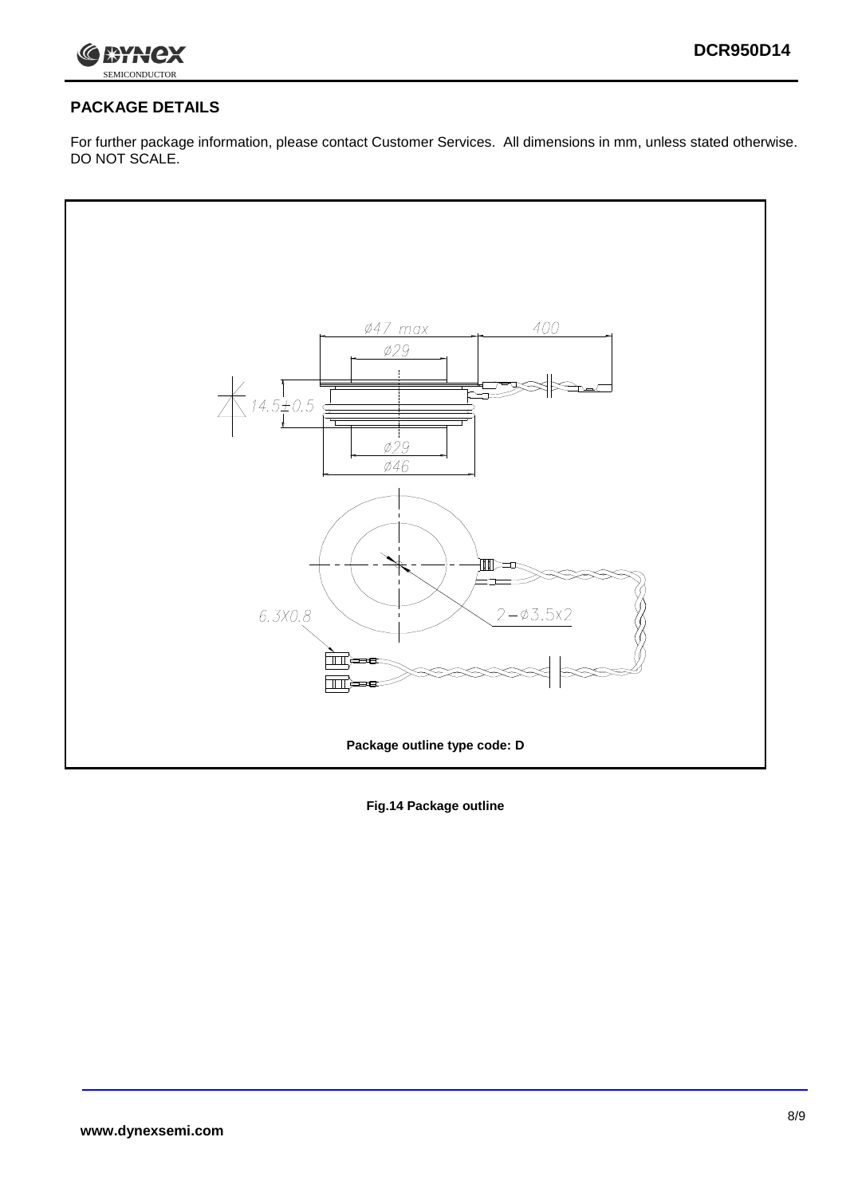## PACKAGE DETAILS

For further package information, please contact Customer Services. All dimensions in mm, unless stated otherwise. DO NOT SCALE.

Package outline type code: D

**Fig.14 Package outline**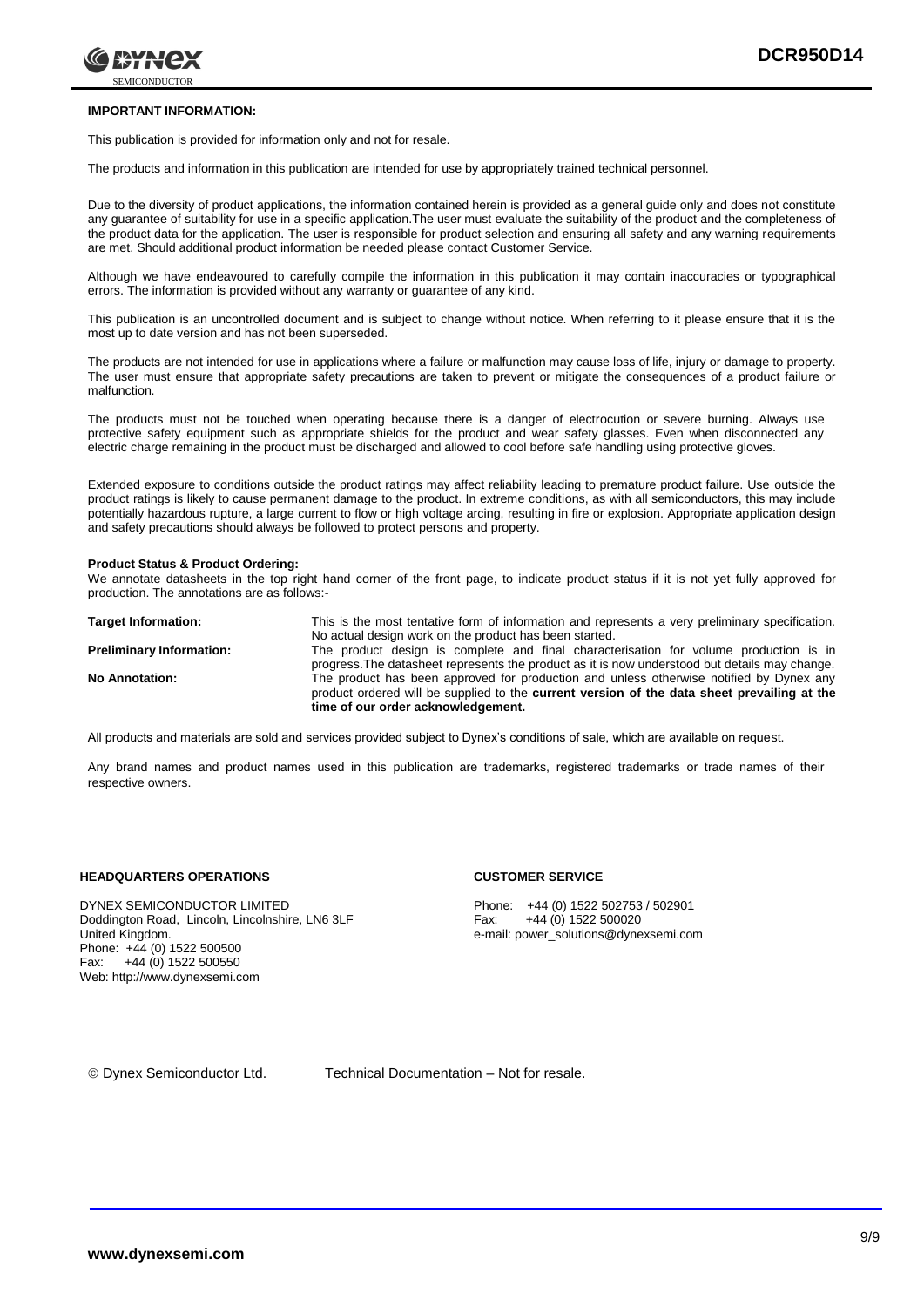**IMPORTANT INFORMATION:**

This publication is provided for information only and not for resale.

The products and information in this publication are intended for use by appropriately trained technical personnel.

Due to the diversity of product applications, the information contained herein is provided as a general guide only and does not constitute any guarantee of suitability for use in a specific application.The user must evaluate the suitability of the product and the completeness of the product data for the application. The user is responsible for product selection and ensuring all safety and any warning requirements are met. Should additional product information be needed please contact Customer Service.

Although we have endeavoured to carefully compile the information in this publication it may contain inaccuracies or typographical errors. The information is provided without any warranty or guarantee of any kind.

This publication is an uncontrolled document and is subject to change without notice. When referring to it please ensure that it is the most up to date version and has not been superseded.

The products are not intended for use in applications where a failure or malfunction may cause loss of life, injury or damage to property. The user must ensure that appropriate safety precautions are taken to prevent or mitigate the consequences of a product failure or malfunction.

The products must not be touched when operating because there is a danger of electrocution or severe burning. Always use protective safety equipment such as appropriate shields for the product and wear safety glasses. Even when disconnected any electric charge remaining in the product must be discharged and allowed to cool before safe handling using protective gloves.

Extended exposure to conditions outside the product ratings may affect reliability leading to premature product failure. Use outside the product ratings is likely to cause permanent damage to the product. In extreme conditions, as with all semiconductors, this may include potentially hazardous rupture, a large current to flow or high voltage arcing, resulting in fire or explosion. Appropriate application design and safety precautions should always be followed to protect persons and property.

**Product Status & Product Ordering:**

We annotate datasheets in the top right hand corner of the front page, to indicate product status if it is not yet fully approved for production. The annotations are as follows:-

| | |
|---|---|
| **Target Information:** | This is the most tentative form of information and represents a very preliminary specification. No actual design work on the product has been started. |
| **Preliminary Information:** | The product design is complete and final characterisation for volume production is in progress.The datasheet represents the product as it is now understood but details may change. |
| **No Annotation:** | The product has been approved for production and unless otherwise notified by Dynex any product ordered will be supplied to the **current version of the data sheet prevailing at the time of our order acknowledgement.** |

All products and materials are sold and services provided subject to Dynex's conditions of sale, which are available on request.

Any brand names and product names used in this publication are trademarks, registered trademarks or trade names of their respective owners.

**HEADQUARTERS OPERATIONS**

DYNEX SEMICONDUCTOR LIMITED
Doddington Road, Lincoln, Lincolnshire, LN6 3LF
United Kingdom.
Phone: +44 (0) 1522 500500
Fax: +44 (0) 1522 500550
Web: http://www.dynexsemi.com

**CUSTOMER SERVICE**

Phone: +44 (0) 1522 502753 / 502901
Fax: +44 (0) 1522 500020
e-mail: power_solutions@dynexsemi.com

© Dynex Semiconductor Ltd. Technical Documentation – Not for resale.